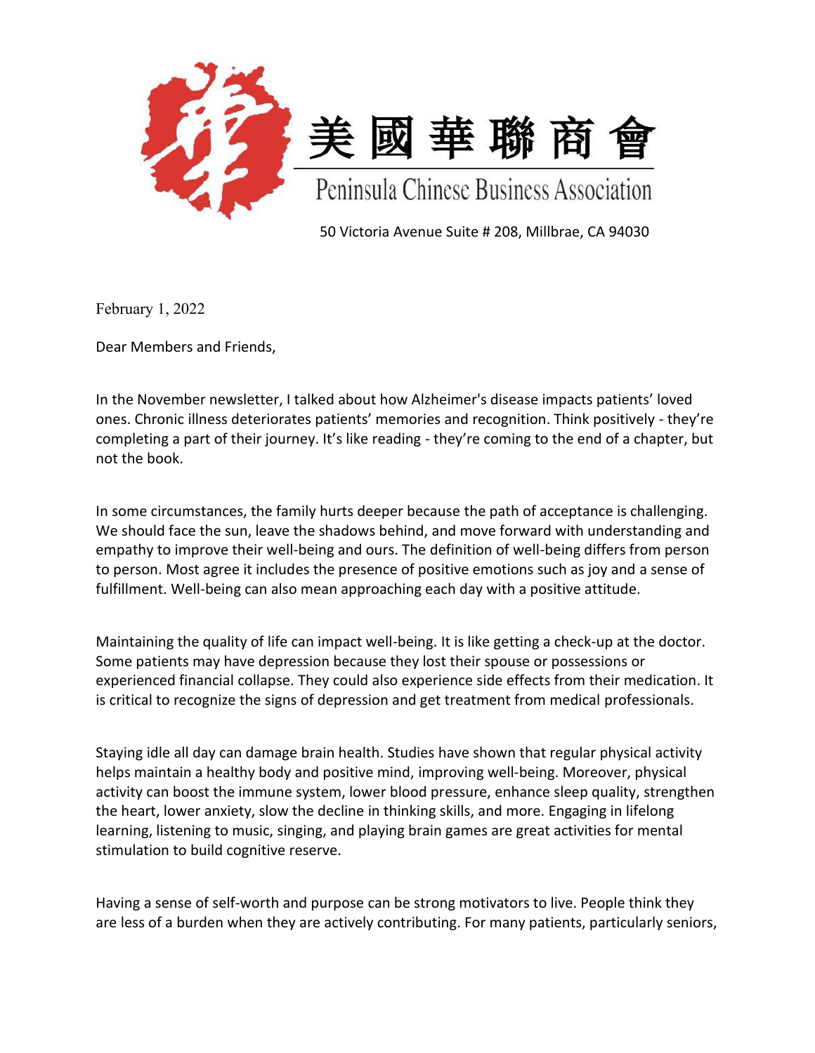# 美國華聯商會

## Peninsula Chinese Business Association

50 Victoria Avenue Suite # 208, Millbrae, CA 94030

February 1, 2022

Dear Members and Friends,

In the November newsletter, I talked about how Alzheimer's disease impacts patients' loved ones. Chronic illness deteriorates patients' memories and recognition. Think positively - they're completing a part of their journey. It's like reading - they're coming to the end of a chapter, but not the book.

In some circumstances, the family hurts deeper because the path of acceptance is challenging. We should face the sun, leave the shadows behind, and move forward with understanding and empathy to improve their well-being and ours. The definition of well-being differs from person to person. Most agree it includes the presence of positive emotions such as joy and a sense of fulfillment. Well-being can also mean approaching each day with a positive attitude.

Maintaining the quality of life can impact well-being. It is like getting a check-up at the doctor. Some patients may have depression because they lost their spouse or possessions or experienced financial collapse. They could also experience side effects from their medication. It is critical to recognize the signs of depression and get treatment from medical professionals.

Staying idle all day can damage brain health. Studies have shown that regular physical activity helps maintain a healthy body and positive mind, improving well-being. Moreover, physical activity can boost the immune system, lower blood pressure, enhance sleep quality, strengthen the heart, lower anxiety, slow the decline in thinking skills, and more. Engaging in lifelong learning, listening to music, singing, and playing brain games are great activities for mental stimulation to build cognitive reserve.

Having a sense of self-worth and purpose can be strong motivators to live. People think they are less of a burden when they are actively contributing. For many patients, particularly seniors,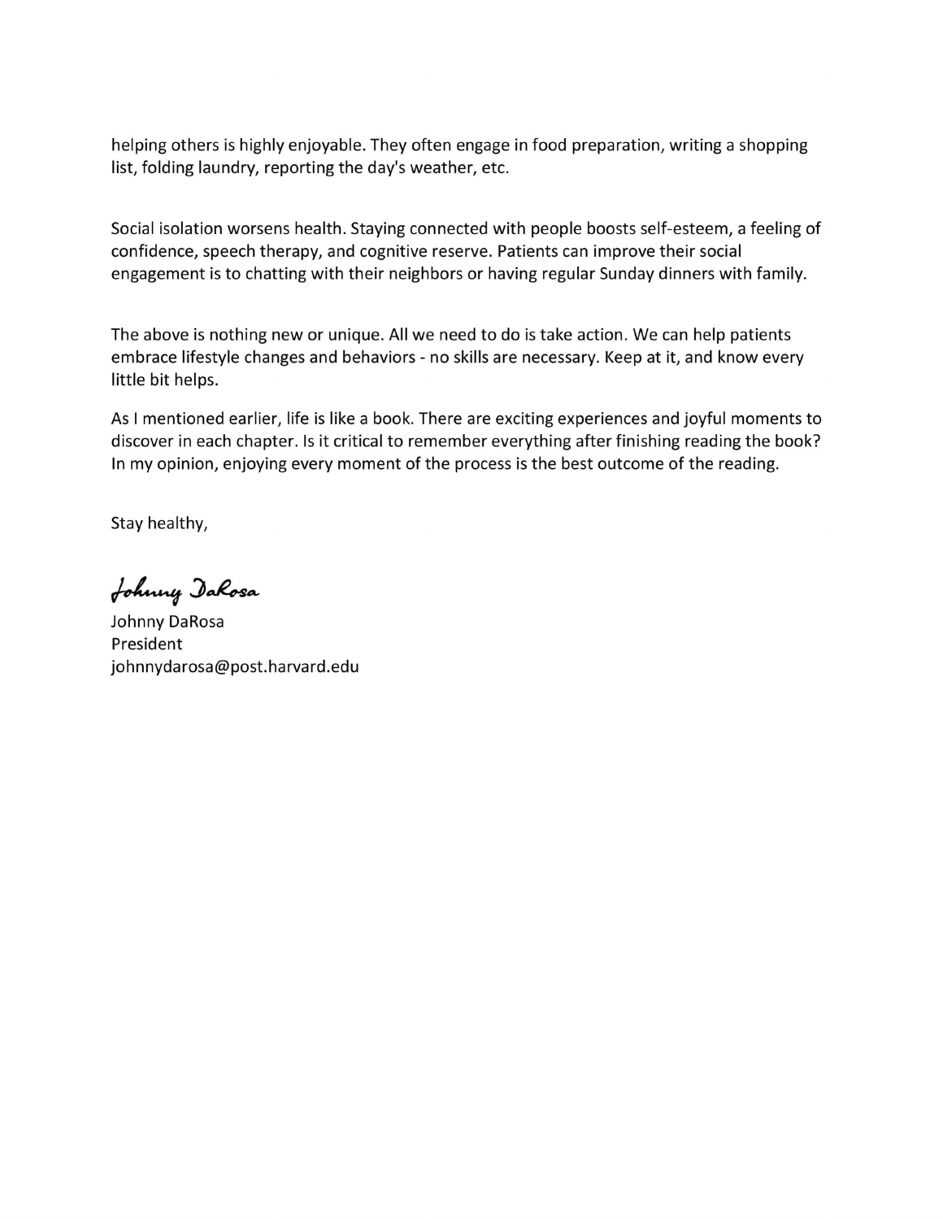helping others is highly enjoyable. They often engage in food preparation, writing a shopping list, folding laundry, reporting the day's weather, etc.

Social isolation worsens health. Staying connected with people boosts self-esteem, a feeling of confidence, speech therapy, and cognitive reserve. Patients can improve their social engagement is to chatting with their neighbors or having regular Sunday dinners with family.

The above is nothing new or unique. All we need to do is take action. We can help patients embrace lifestyle changes and behaviors - no skills are necessary. Keep at it, and know every little bit helps.

As I mentioned earlier, life is like a book. There are exciting experiences and joyful moments to discover in each chapter. Is it critical to remember everything after finishing reading the book? In my opinion, enjoying every moment of the process is the best outcome of the reading.

Stay healthy,

*Johnny DaRosa*

Johnny DaRosa
President
johnnydarosa@post.harvard.edu